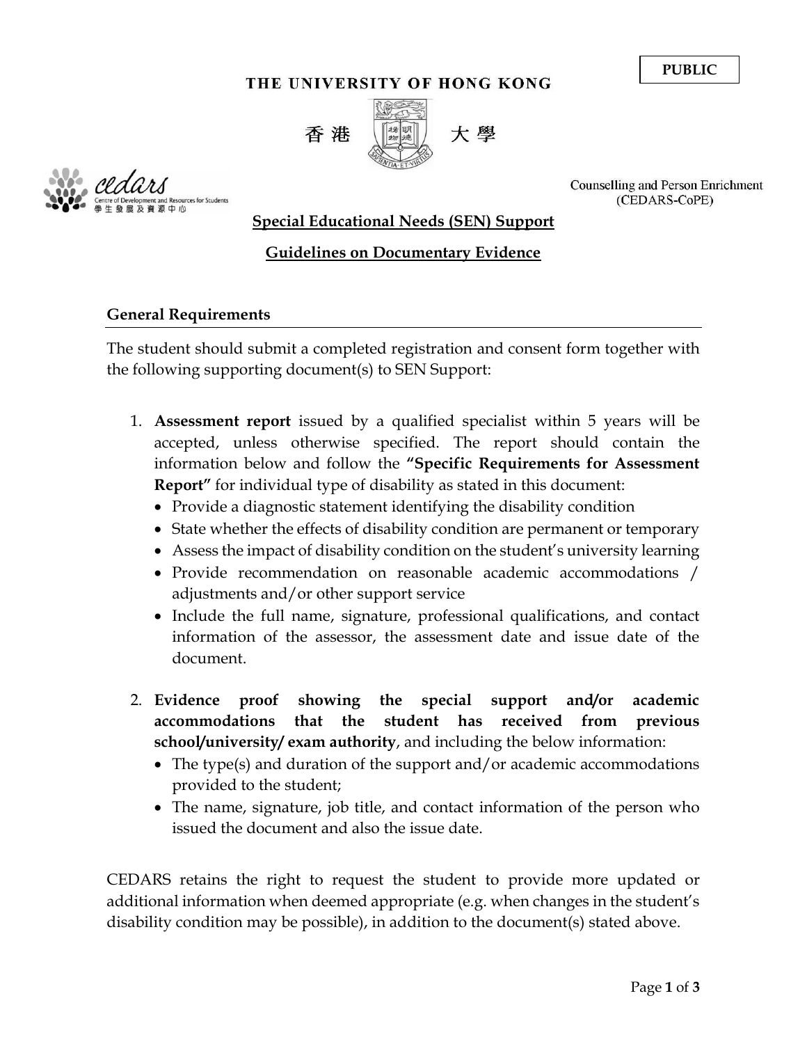PUBLIC

THE UNIVERSITY OF HONG KONG

香港大學

cedars Centre of Development and Resources for Students 學生發展及資源中心

Counselling and Person Enrichment (CEDARS-CoPE)

# Special Educational Needs (SEN) Support

## Guidelines on Documentary Evidence

### General Requirements

The student should submit a completed registration and consent form together with the following supporting document(s) to SEN Support:

1. **Assessment report** issued by a qualified specialist within 5 years will be accepted, unless otherwise specified. The report should contain the information below and follow the **"Specific Requirements for Assessment Report"** for individual type of disability as stated in this document:
   - Provide a diagnostic statement identifying the disability condition
   - State whether the effects of disability condition are permanent or temporary
   - Assess the impact of disability condition on the student's university learning
   - Provide recommendation on reasonable academic accommodations / adjustments and/or other support service
   - Include the full name, signature, professional qualifications, and contact information of the assessor, the assessment date and issue date of the document.

2. **Evidence proof showing the special support and/or academic accommodations that the student has received from previous school/university/ exam authority**, and including the below information:
   - The type(s) and duration of the support and/or academic accommodations provided to the student;
   - The name, signature, job title, and contact information of the person who issued the document and also the issue date.

CEDARS retains the right to request the student to provide more updated or additional information when deemed appropriate (e.g. when changes in the student's disability condition may be possible), in addition to the document(s) stated above.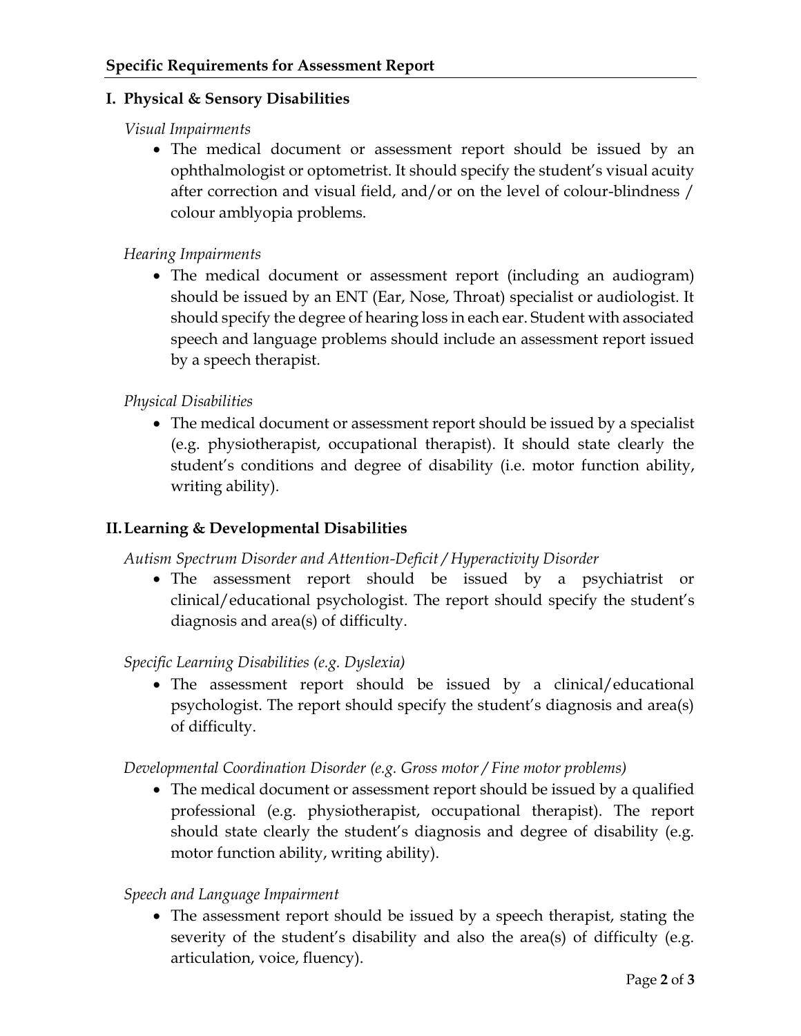## Specific Requirements for Assessment Report

### I. Physical & Sensory Disabilities

*Visual Impairments*

- The medical document or assessment report should be issued by an ophthalmologist or optometrist. It should specify the student's visual acuity after correction and visual field, and/or on the level of colour-blindness / colour amblyopia problems.

*Hearing Impairments*

- The medical document or assessment report (including an audiogram) should be issued by an ENT (Ear, Nose, Throat) specialist or audiologist. It should specify the degree of hearing loss in each ear. Student with associated speech and language problems should include an assessment report issued by a speech therapist.

*Physical Disabilities*

- The medical document or assessment report should be issued by a specialist (e.g. physiotherapist, occupational therapist). It should state clearly the student's conditions and degree of disability (i.e. motor function ability, writing ability).

### II. Learning & Developmental Disabilities

*Autism Spectrum Disorder and Attention-Deficit / Hyperactivity Disorder*

- The assessment report should be issued by a psychiatrist or clinical/educational psychologist. The report should specify the student's diagnosis and area(s) of difficulty.

*Specific Learning Disabilities (e.g. Dyslexia)*

- The assessment report should be issued by a clinical/educational psychologist. The report should specify the student's diagnosis and area(s) of difficulty.

*Developmental Coordination Disorder (e.g. Gross motor / Fine motor problems)*

- The medical document or assessment report should be issued by a qualified professional (e.g. physiotherapist, occupational therapist). The report should state clearly the student's diagnosis and degree of disability (e.g. motor function ability, writing ability).

*Speech and Language Impairment*

- The assessment report should be issued by a speech therapist, stating the severity of the student's disability and also the area(s) of difficulty (e.g. articulation, voice, fluency).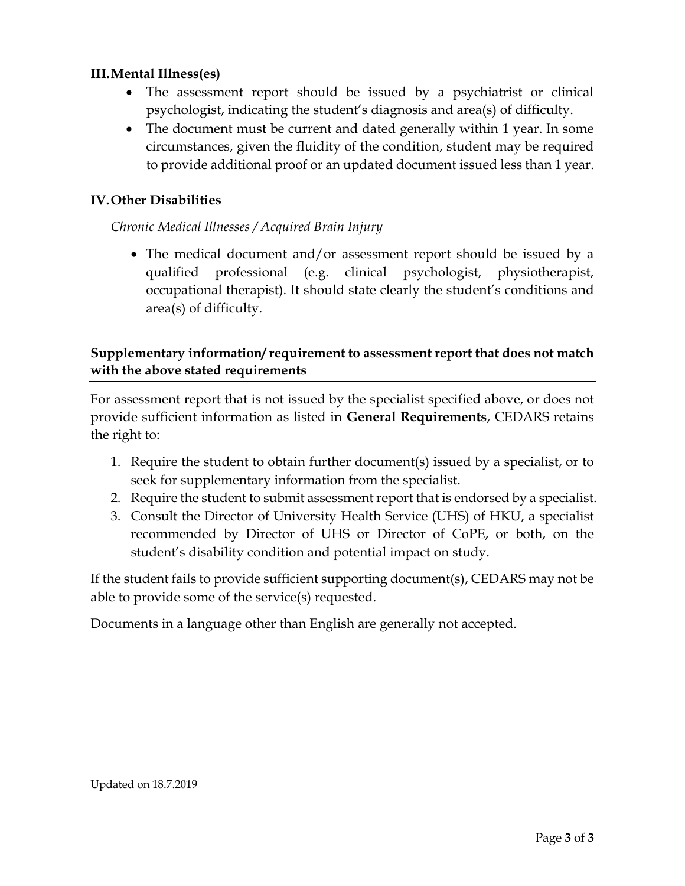### III. Mental Illness(es)

- The assessment report should be issued by a psychiatrist or clinical psychologist, indicating the student's diagnosis and area(s) of difficulty.
- The document must be current and dated generally within 1 year. In some circumstances, given the fluidity of the condition, student may be required to provide additional proof or an updated document issued less than 1 year.

### IV. Other Disabilities

*Chronic Medical Illnesses / Acquired Brain Injury*

- The medical document and/or assessment report should be issued by a qualified professional (e.g. clinical psychologist, physiotherapist, occupational therapist). It should state clearly the student's conditions and area(s) of difficulty.

### Supplementary information/ requirement to assessment report that does not match with the above stated requirements

For assessment report that is not issued by the specialist specified above, or does not provide sufficient information as listed in **General Requirements**, CEDARS retains the right to:

1. Require the student to obtain further document(s) issued by a specialist, or to seek for supplementary information from the specialist.
2. Require the student to submit assessment report that is endorsed by a specialist.
3. Consult the Director of University Health Service (UHS) of HKU, a specialist recommended by Director of UHS or Director of CoPE, or both, on the student's disability condition and potential impact on study.

If the student fails to provide sufficient supporting document(s), CEDARS may not be able to provide some of the service(s) requested.

Documents in a language other than English are generally not accepted.

Updated on 18.7.2019